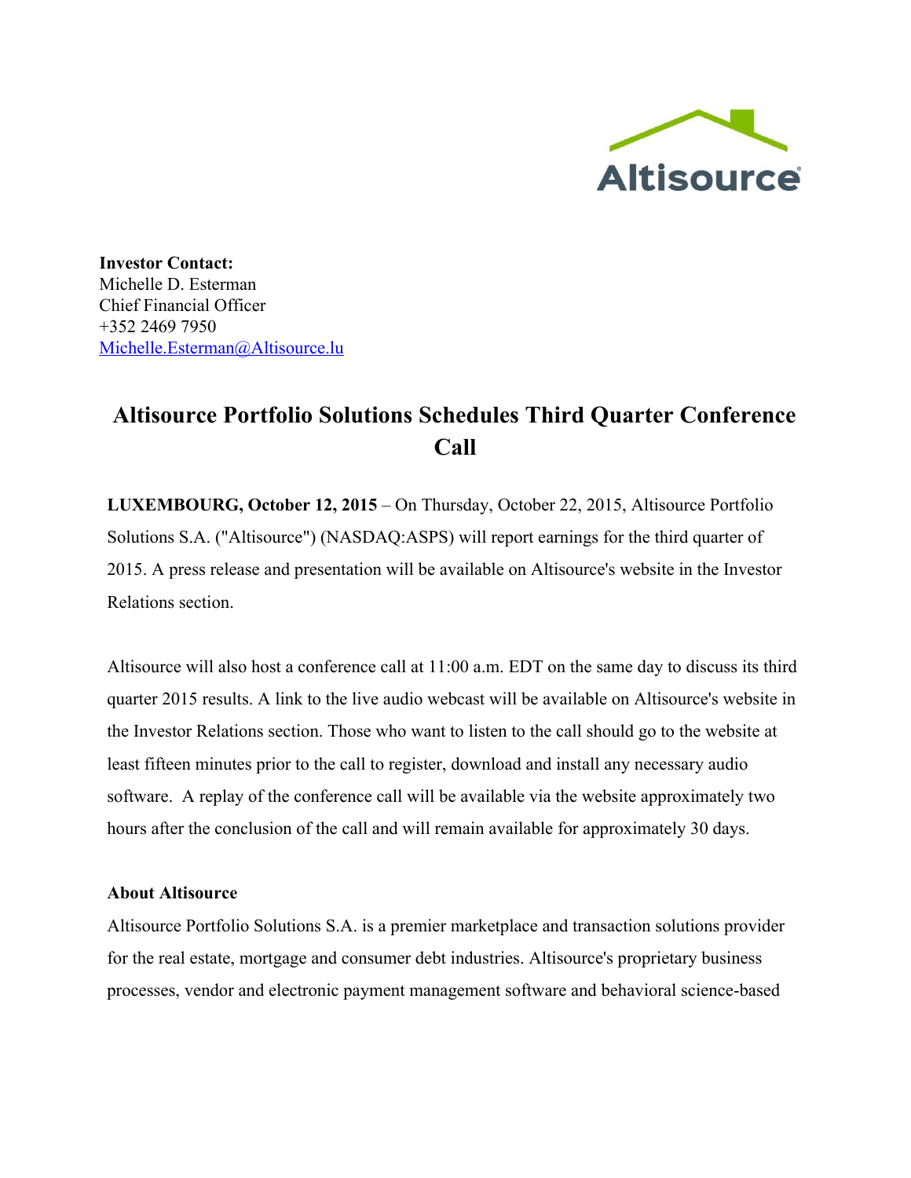**Investor Contact:**
Michelle D. Esterman
Chief Financial Officer
+352 2469 7950
Michelle.Esterman@Altisource.lu

# Altisource Portfolio Solutions Schedules Third Quarter Conference Call

**LUXEMBOURG, October 12, 2015** – On Thursday, October 22, 2015, Altisource Portfolio Solutions S.A. ("Altisource") (NASDAQ:ASPS) will report earnings for the third quarter of 2015. A press release and presentation will be available on Altisource's website in the Investor Relations section.

Altisource will also host a conference call at 11:00 a.m. EDT on the same day to discuss its third quarter 2015 results. A link to the live audio webcast will be available on Altisource's website in the Investor Relations section. Those who want to listen to the call should go to the website at least fifteen minutes prior to the call to register, download and install any necessary audio software. A replay of the conference call will be available via the website approximately two hours after the conclusion of the call and will remain available for approximately 30 days.

**About Altisource**

Altisource Portfolio Solutions S.A. is a premier marketplace and transaction solutions provider for the real estate, mortgage and consumer debt industries. Altisource's proprietary business processes, vendor and electronic payment management software and behavioral science-based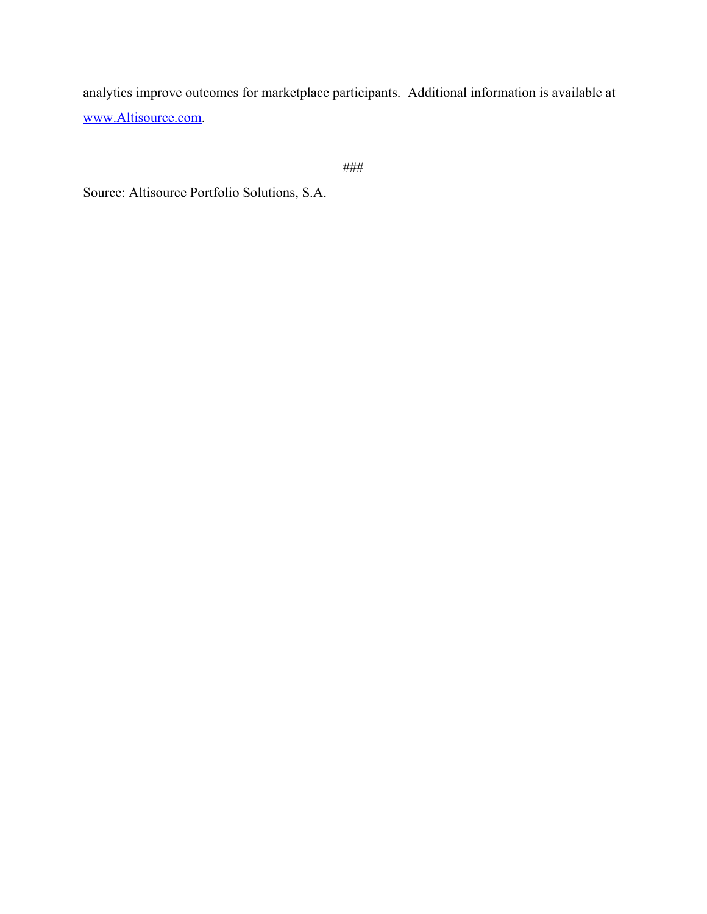analytics improve outcomes for marketplace participants. Additional information is available at www.Altisource.com.

###

Source: Altisource Portfolio Solutions, S.A.